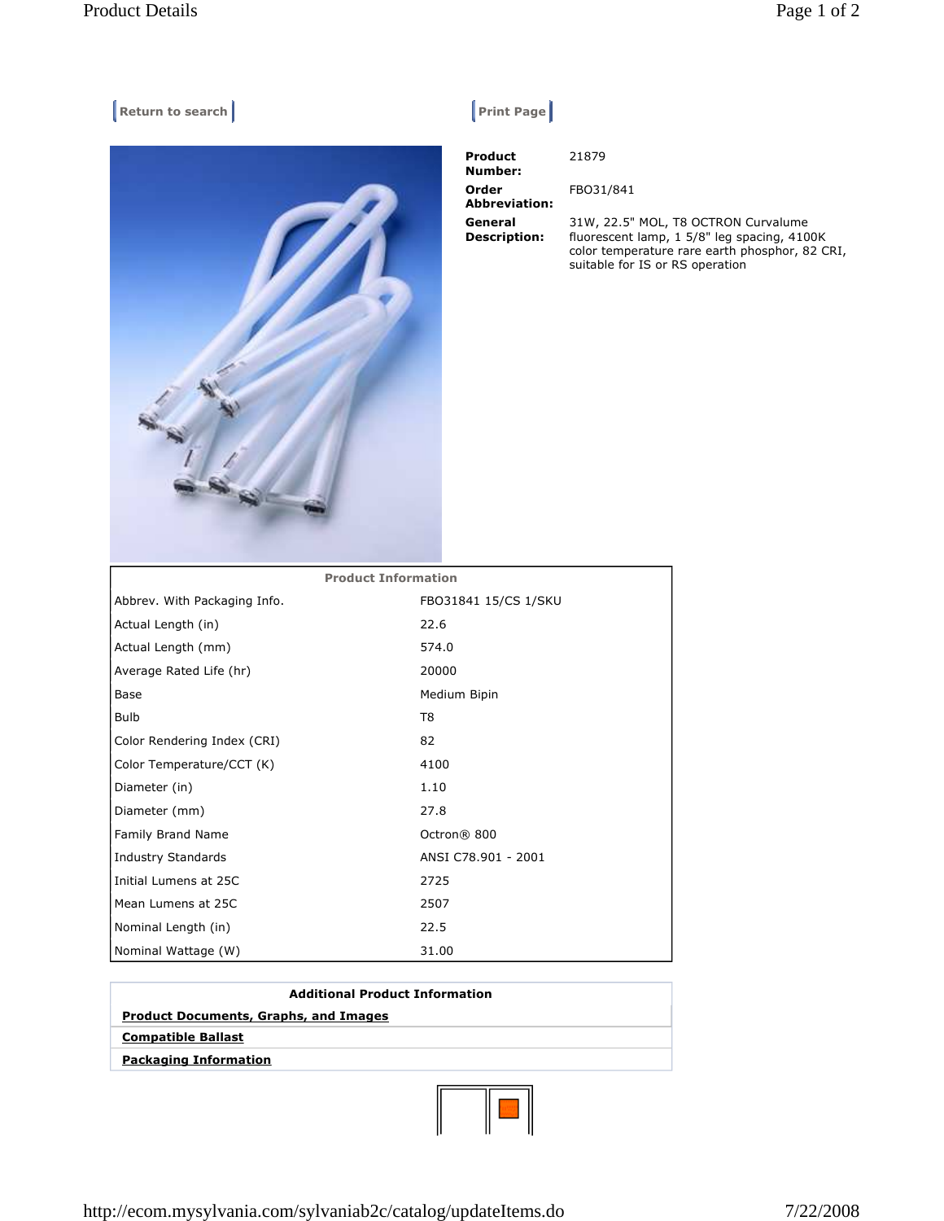Return to search | Print Page

**Product Number:** 21879

**Order Abbreviation:** FBO31/841

**General Description:** 31W, 22.5" MOL, T8 OCTRON Curvalume fluorescent lamp, 1 5/8" leg spacing, 4100K color temperature rare earth phosphor, 82 CRI, suitable for IS or RS operation

| Product Information | |
|---|---|
| Abbrev. With Packaging Info. | FBO31841 15/CS 1/SKU |
| Actual Length (in) | 22.6 |
| Actual Length (mm) | 574.0 |
| Average Rated Life (hr) | 20000 |
| Base | Medium Bipin |
| Bulb | T8 |
| Color Rendering Index (CRI) | 82 |
| Color Temperature/CCT (K) | 4100 |
| Diameter (in) | 1.10 |
| Diameter (mm) | 27.8 |
| Family Brand Name | Octron® 800 |
| Industry Standards | ANSI C78.901 - 2001 |
| Initial Lumens at 25C | 2725 |
| Mean Lumens at 25C | 2507 |
| Nominal Length (in) | 22.5 |
| Nominal Wattage (W) | 31.00 |

| Additional Product Information |
|---|
| **Product Documents, Graphs, and Images** |
| **Compatible Ballast** |
| **Packaging Information** |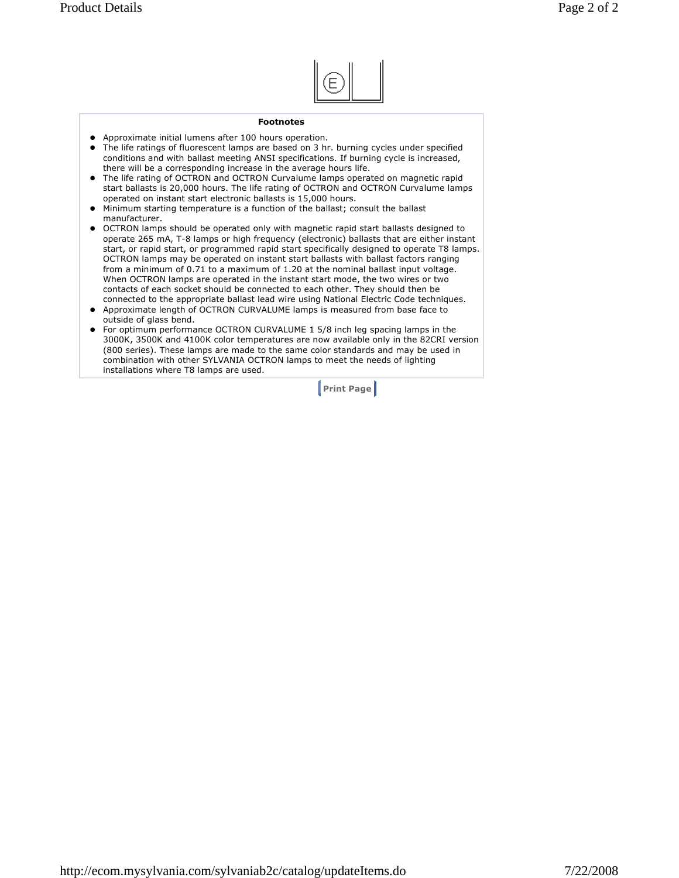**Footnotes**

- Approximate initial lumens after 100 hours operation.
- The life ratings of fluorescent lamps are based on 3 hr. burning cycles under specified conditions and with ballast meeting ANSI specifications. If burning cycle is increased, there will be a corresponding increase in the average hours life.
- The life rating of OCTRON and OCTRON Curvalume lamps operated on magnetic rapid start ballasts is 20,000 hours. The life rating of OCTRON and OCTRON Curvalume lamps operated on instant start electronic ballasts is 15,000 hours.
- Minimum starting temperature is a function of the ballast; consult the ballast manufacturer.
- OCTRON lamps should be operated only with magnetic rapid start ballasts designed to operate 265 mA, T-8 lamps or high frequency (electronic) ballasts that are either instant start, or rapid start, or programmed rapid start specifically designed to operate T8 lamps. OCTRON lamps may be operated on instant start ballasts with ballast factors ranging from a minimum of 0.71 to a maximum of 1.20 at the nominal ballast input voltage. When OCTRON lamps are operated in the instant start mode, the two wires or two contacts of each socket should be connected to each other. They should then be connected to the appropriate ballast lead wire using National Electric Code techniques.
- Approximate length of OCTRON CURVALUME lamps is measured from base face to outside of glass bend.
- For optimum performance OCTRON CURVALUME 1 5/8 inch leg spacing lamps in the 3000K, 3500K and 4100K color temperatures are now available only in the 82CRI version (800 series). These lamps are made to the same color standards and may be used in combination with other SYLVANIA OCTRON lamps to meet the needs of lighting installations where T8 lamps are used.

Print Page